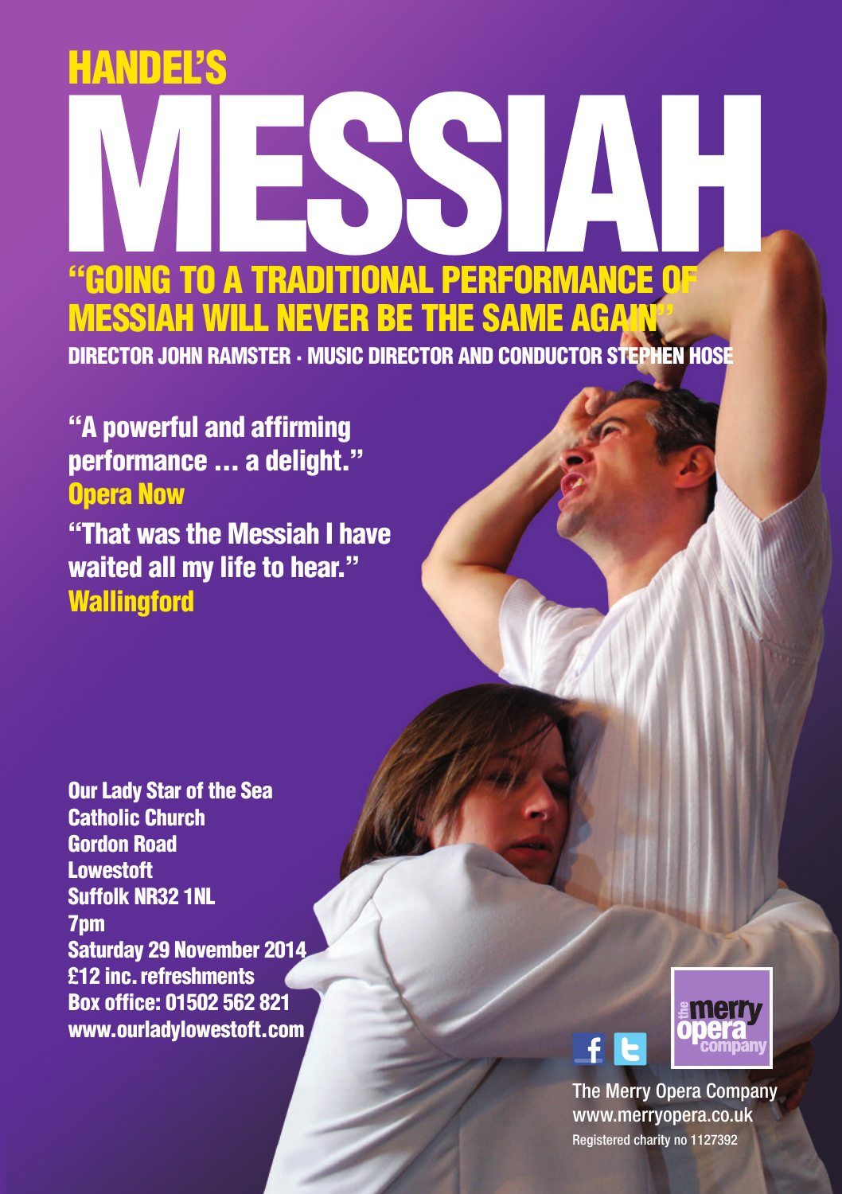# HANDEL'S MESSIAH

## "GOING TO A TRADITIONAL PERFORMANCE OF MESSIAH WILL NEVER BE THE SAME AGAIN"

**DIRECTOR JOHN RAMSTER · MUSIC DIRECTOR AND CONDUCTOR STEPHEN HOSE**

**"A powerful and affirming performance … a delight."**
**Opera Now**

**"That was the Messiah I have waited all my life to hear."**
**Wallingford**

**Our Lady Star of the Sea Catholic Church**
**Gordon Road**
**Lowestoft**
**Suffolk NR32 1NL**
**7pm**
**Saturday 29 November 2014**
**£12 inc. refreshments**
**Box office: 01502 562 821**
**www.ourladylowestoft.com**

the merry opera company

The Merry Opera Company
www.merryopera.co.uk
Registered charity no 1127392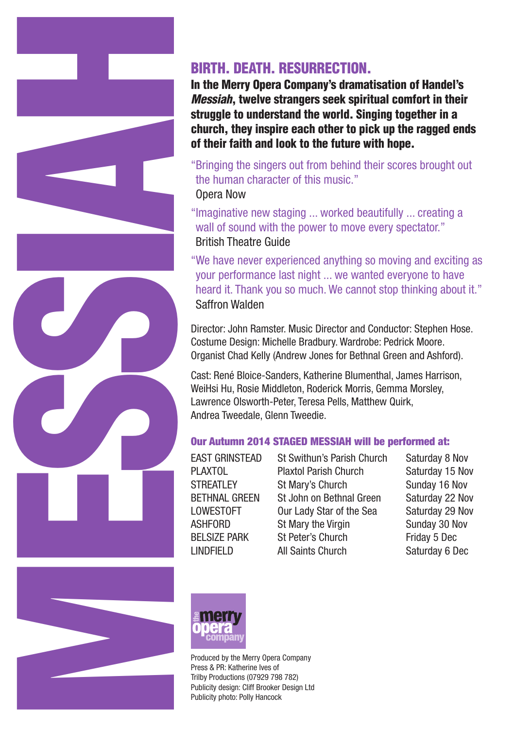# MESSIAH

## BIRTH. DEATH. RESURRECTION.

**In the Merry Opera Company's dramatisation of Handel's *Messiah*, twelve strangers seek spiritual comfort in their struggle to understand the world. Singing together in a church, they inspire each other to pick up the ragged ends of their faith and look to the future with hope.**

"Bringing the singers out from behind their scores brought out the human character of this music."
Opera Now

"Imaginative new staging ... worked beautifully ... creating a wall of sound with the power to move every spectator."
British Theatre Guide

"We have never experienced anything so moving and exciting as your performance last night ... we wanted everyone to have heard it. Thank you so much. We cannot stop thinking about it."
Saffron Walden

Director: John Ramster. Music Director and Conductor: Stephen Hose. Costume Design: Michelle Bradbury. Wardrobe: Pedrick Moore. Organist Chad Kelly (Andrew Jones for Bethnal Green and Ashford).

Cast: René Bloice-Sanders, Katherine Blumenthal, James Harrison, WeiHsi Hu, Rosie Middleton, Roderick Morris, Gemma Morsley, Lawrence Olsworth-Peter, Teresa Pells, Matthew Quirk, Andrea Tweedale, Glenn Tweedie.

### Our Autumn 2014 STAGED MESSIAH will be performed at:

| | | |
|---|---|---|
| EAST GRINSTEAD | St Swithun's Parish Church | Saturday 8 Nov |
| PLAXTOL | Plaxtol Parish Church | Saturday 15 Nov |
| STREATLEY | St Mary's Church | Sunday 16 Nov |
| BETHNAL GREEN | St John on Bethnal Green | Saturday 22 Nov |
| LOWESTOFT | Our Lady Star of the Sea | Saturday 29 Nov |
| ASHFORD | St Mary the Virgin | Sunday 30 Nov |
| BELSIZE PARK | St Peter's Church | Friday 5 Dec |
| LINDFIELD | All Saints Church | Saturday 6 Dec |

the merry opera company

Produced by the Merry Opera Company
Press & PR: Katherine Ives of
Trilby Productions (07929 798 782)
Publicity design: Cliff Brooker Design Ltd
Publicity photo: Polly Hancock